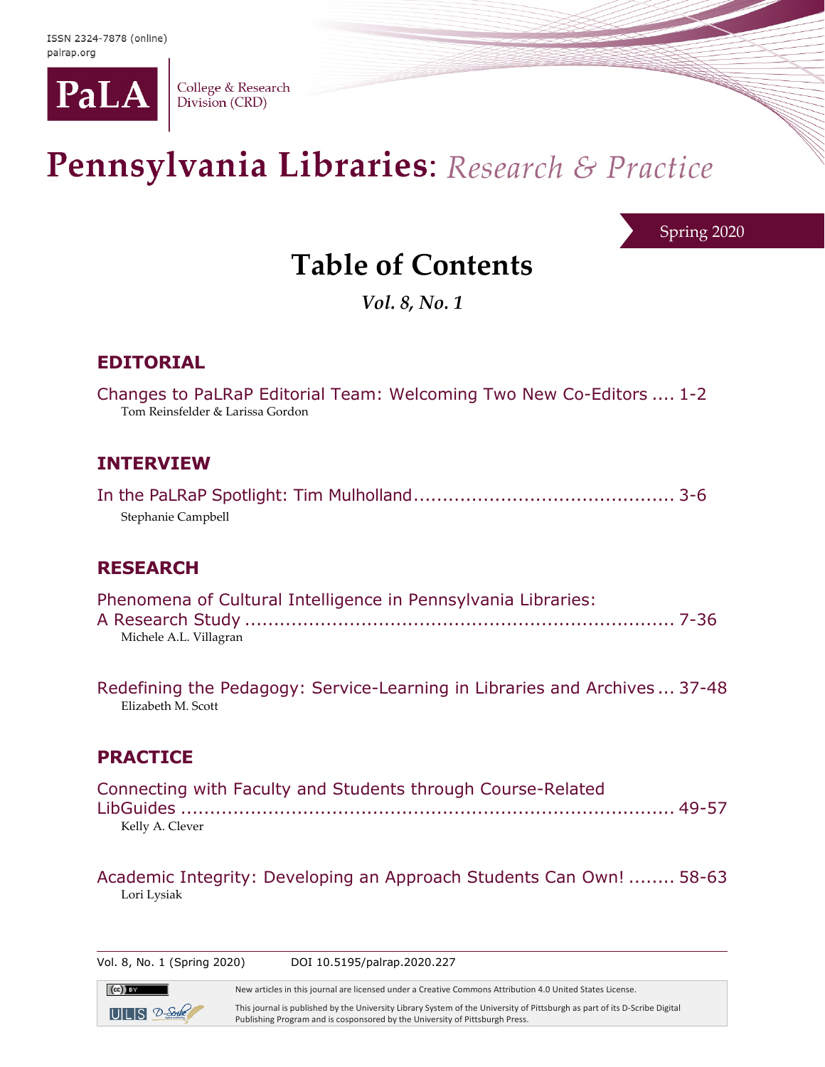ISSN 2324-7878 (online)
palrap.org

PaLA | College & Research Division (CRD)

# Pennsylvania Libraries: *Research & Practice*

Spring 2020

## Table of Contents

*Vol. 8, No. 1*

### EDITORIAL

Changes to PaLRaP Editorial Team: Welcoming Two New Co-Editors .... 1-2
Tom Reinsfelder & Larissa Gordon

### INTERVIEW

In the PaLRaP Spotlight: Tim Mulholland ............................................ 3-6
Stephanie Campbell

### RESEARCH

Phenomena of Cultural Intelligence in Pennsylvania Libraries: A Research Study ........................................................................ 7-36
Michele A.L. Villagran

Redefining the Pedagogy: Service-Learning in Libraries and Archives ... 37-48
Elizabeth M. Scott

### PRACTICE

Connecting with Faculty and Students through Course-Related LibGuides ........................................................................... 49-57
Kelly A. Clever

Academic Integrity: Developing an Approach Students Can Own! ........ 58-63
Lori Lysiak

Vol. 8, No. 1 (Spring 2020) DOI 10.5195/palrap.2020.227

New articles in this journal are licensed under a Creative Commons Attribution 4.0 United States License.

This journal is published by the University Library System of the University of Pittsburgh as part of its D-Scribe Digital Publishing Program and is cosponsored by the University of Pittsburgh Press.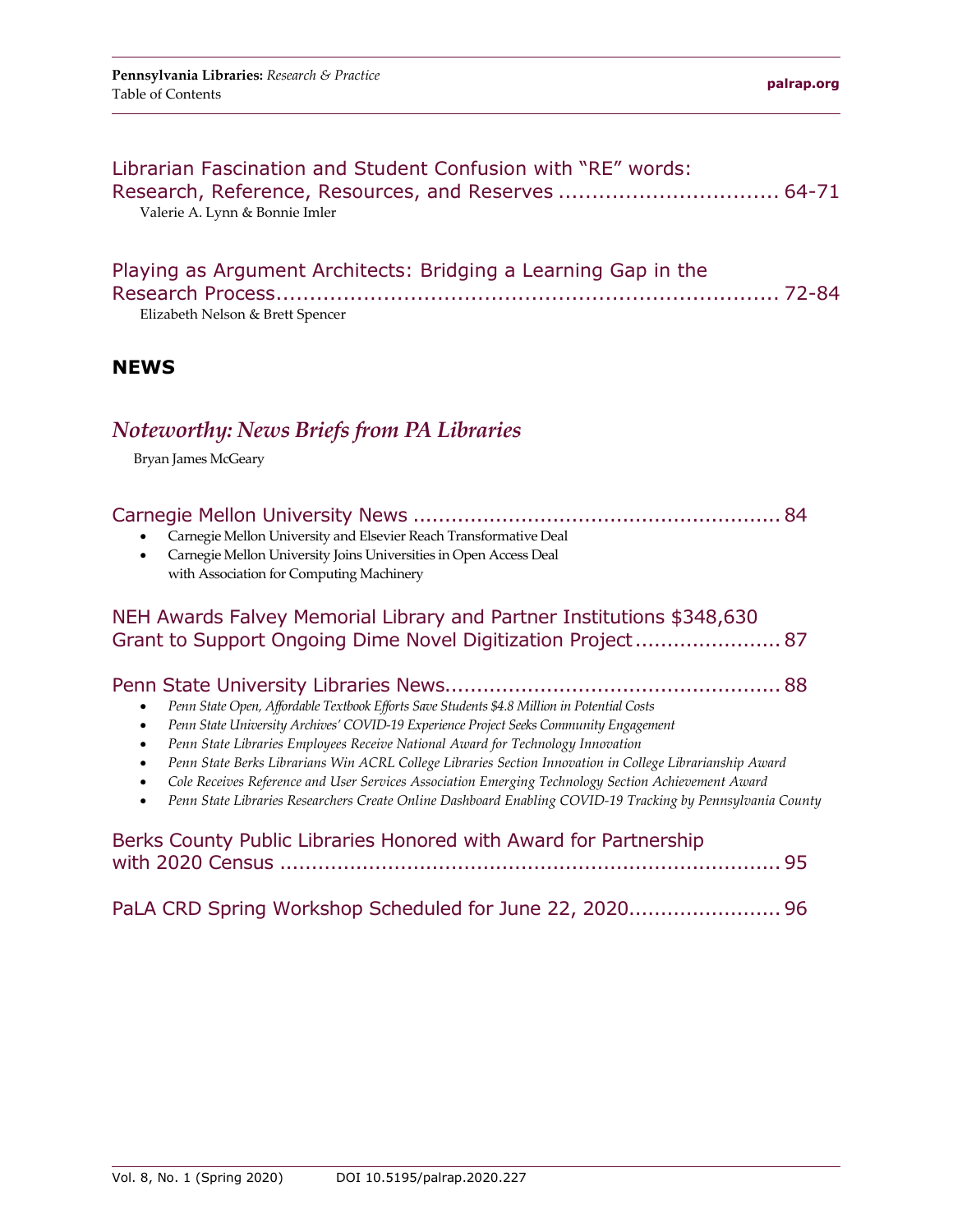Librarian Fascination and Student Confusion with "RE" words: Research, Reference, Resources, and Reserves ................................ 64-71

Valerie A. Lynn & Bonnie Imler

Playing as Argument Architects: Bridging a Learning Gap in the Research Process........................................................................ 72-84

Elizabeth Nelson & Brett Spencer

## NEWS

### *Noteworthy: News Briefs from PA Libraries*

Bryan James McGeary

Carnegie Mellon University News ........................................................ 84

- Carnegie Mellon University and Elsevier Reach Transformative Deal
- Carnegie Mellon University Joins Universities in Open Access Deal with Association for Computing Machinery

NEH Awards Falvey Memorial Library and Partner Institutions $348,630 Grant to Support Ongoing Dime Novel Digitization Project....................... 87

Penn State University Libraries News.................................................... 88

- *Penn State Open, Affordable Textbook Efforts Save Students $4.8 Million in Potential Costs*
- *Penn State University Archives' COVID-19 Experience Project Seeks Community Engagement*
- *Penn State Libraries Employees Receive National Award for Technology Innovation*
- *Penn State Berks Librarians Win ACRL College Libraries Section Innovation in College Librarianship Award*
- *Cole Receives Reference and User Services Association Emerging Technology Section Achievement Award*
- *Penn State Libraries Researchers Create Online Dashboard Enabling COVID-19 Tracking by Pennsylvania County*

Berks County Public Libraries Honored with Award for Partnership with 2020 Census ................................................................................ 95

PaLA CRD Spring Workshop Scheduled for June 22, 2020........................ 96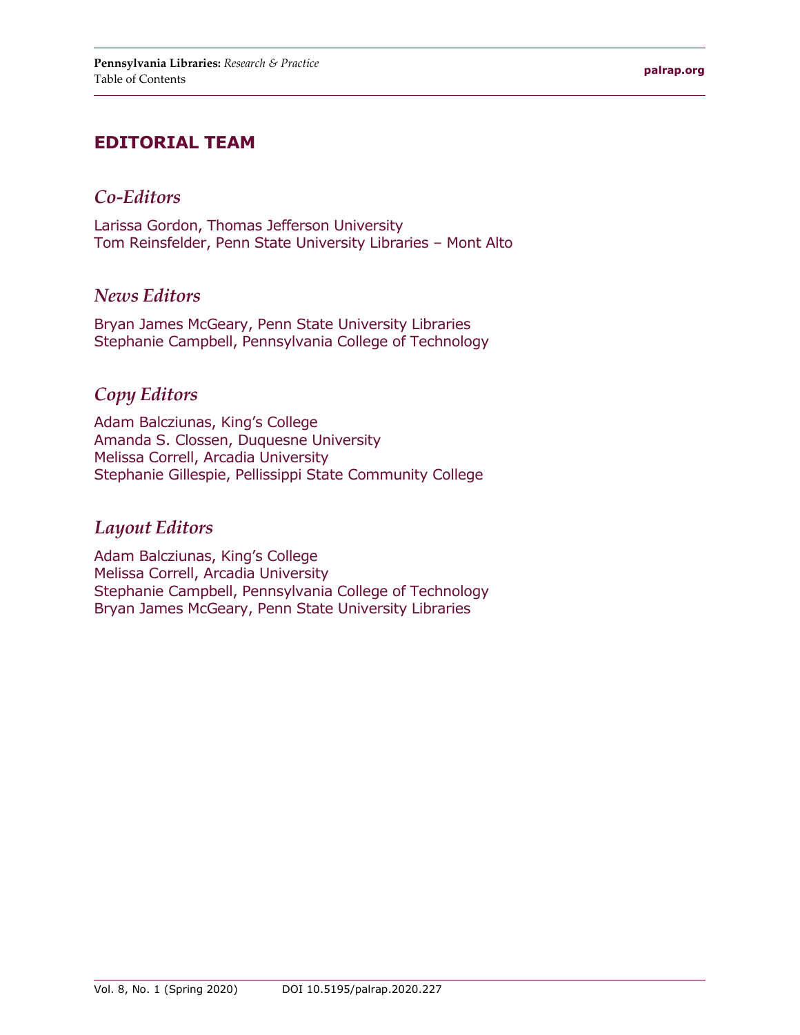# EDITORIAL TEAM

## *Co-Editors*

Larissa Gordon, Thomas Jefferson University
Tom Reinsfelder, Penn State University Libraries – Mont Alto

## *News Editors*

Bryan James McGeary, Penn State University Libraries
Stephanie Campbell, Pennsylvania College of Technology

## *Copy Editors*

Adam Balcziunas, King's College
Amanda S. Clossen, Duquesne University
Melissa Correll, Arcadia University
Stephanie Gillespie, Pellissippi State Community College

## *Layout Editors*

Adam Balcziunas, King's College
Melissa Correll, Arcadia University
Stephanie Campbell, Pennsylvania College of Technology
Bryan James McGeary, Penn State University Libraries